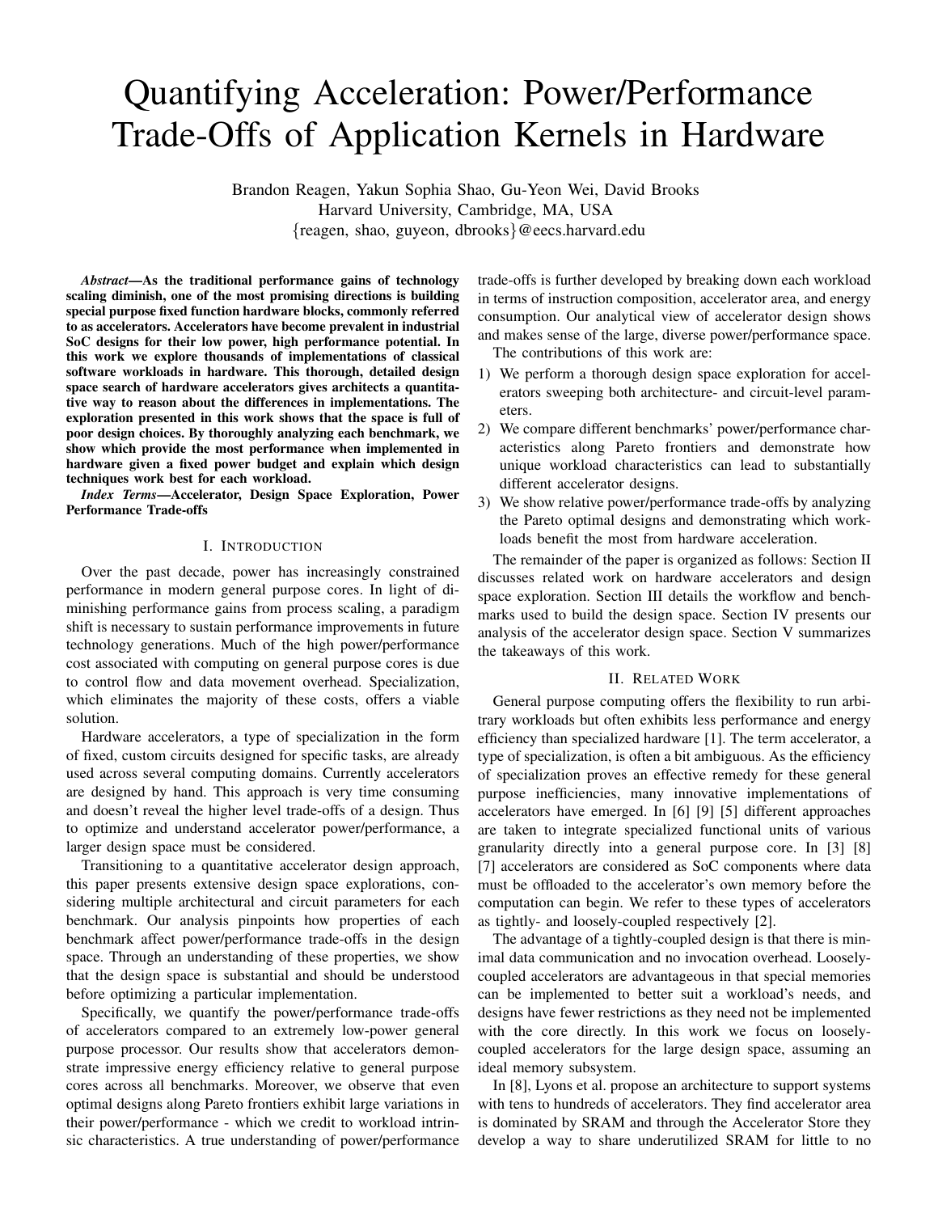# Quantifying Acceleration: Power/Performance Trade-Offs of Application Kernels in Hardware

Brandon Reagen, Yakun Sophia Shao, Gu-Yeon Wei, David Brooks
Harvard University, Cambridge, MA, USA
{reagen, shao, guyeon, dbrooks}@eecs.harvard.edu

***Abstract*—As the traditional performance gains of technology scaling diminish, one of the most promising directions is building special purpose fixed function hardware blocks, commonly referred to as accelerators. Accelerators have become prevalent in industrial SoC designs for their low power, high performance potential. In this work we explore thousands of implementations of classical software workloads in hardware. This thorough, detailed design space search of hardware accelerators gives architects a quantitative way to reason about the differences in implementations. The exploration presented in this work shows that the space is full of poor design choices. By thoroughly analyzing each benchmark, we show which provide the most performance when implemented in hardware given a fixed power budget and explain which design techniques work best for each workload.**

***Index Terms*—Accelerator, Design Space Exploration, Power Performance Trade-offs**

## I. Introduction

Over the past decade, power has increasingly constrained performance in modern general purpose cores. In light of diminishing performance gains from process scaling, a paradigm shift is necessary to sustain performance improvements in future technology generations. Much of the high power/performance cost associated with computing on general purpose cores is due to control flow and data movement overhead. Specialization, which eliminates the majority of these costs, offers a viable solution.

Hardware accelerators, a type of specialization in the form of fixed, custom circuits designed for specific tasks, are already used across several computing domains. Currently accelerators are designed by hand. This approach is very time consuming and doesn't reveal the higher level trade-offs of a design. Thus to optimize and understand accelerator power/performance, a larger design space must be considered.

Transitioning to a quantitative accelerator design approach, this paper presents extensive design space explorations, considering multiple architectural and circuit parameters for each benchmark. Our analysis pinpoints how properties of each benchmark affect power/performance trade-offs in the design space. Through an understanding of these properties, we show that the design space is substantial and should be understood before optimizing a particular implementation.

Specifically, we quantify the power/performance trade-offs of accelerators compared to an extremely low-power general purpose processor. Our results show that accelerators demonstrate impressive energy efficiency relative to general purpose cores across all benchmarks. Moreover, we observe that even optimal designs along Pareto frontiers exhibit large variations in their power/performance - which we credit to workload intrinsic characteristics. A true understanding of power/performance trade-offs is further developed by breaking down each workload in terms of instruction composition, accelerator area, and energy consumption. Our analytical view of accelerator design shows and makes sense of the large, diverse power/performance space.

The contributions of this work are:

1) We perform a thorough design space exploration for accelerators sweeping both architecture- and circuit-level parameters.
2) We compare different benchmarks' power/performance characteristics along Pareto frontiers and demonstrate how unique workload characteristics can lead to substantially different accelerator designs.
3) We show relative power/performance trade-offs by analyzing the Pareto optimal designs and demonstrating which workloads benefit the most from hardware acceleration.

The remainder of the paper is organized as follows: Section II discusses related work on hardware accelerators and design space exploration. Section III details the workflow and benchmarks used to build the design space. Section IV presents our analysis of the accelerator design space. Section V summarizes the takeaways of this work.

## II. Related Work

General purpose computing offers the flexibility to run arbitrary workloads but often exhibits less performance and energy efficiency than specialized hardware [1]. The term accelerator, a type of specialization, is often a bit ambiguous. As the efficiency of specialization proves an effective remedy for these general purpose inefficiencies, many innovative implementations of accelerators have emerged. In [6] [9] [5] different approaches are taken to integrate specialized functional units of various granularity directly into a general purpose core. In [3] [8] [7] accelerators are considered as SoC components where data must be offloaded to the accelerator's own memory before the computation can begin. We refer to these types of accelerators as tightly- and loosely-coupled respectively [2].

The advantage of a tightly-coupled design is that there is minimal data communication and no invocation overhead. Loosely-coupled accelerators are advantageous in that special memories can be implemented to better suit a workload's needs, and designs have fewer restrictions as they need not be implemented with the core directly. In this work we focus on loosely-coupled accelerators for the large design space, assuming an ideal memory subsystem.

In [8], Lyons et al. propose an architecture to support systems with tens to hundreds of accelerators. They find accelerator area is dominated by SRAM and through the Accelerator Store they develop a way to share underutilized SRAM for little to no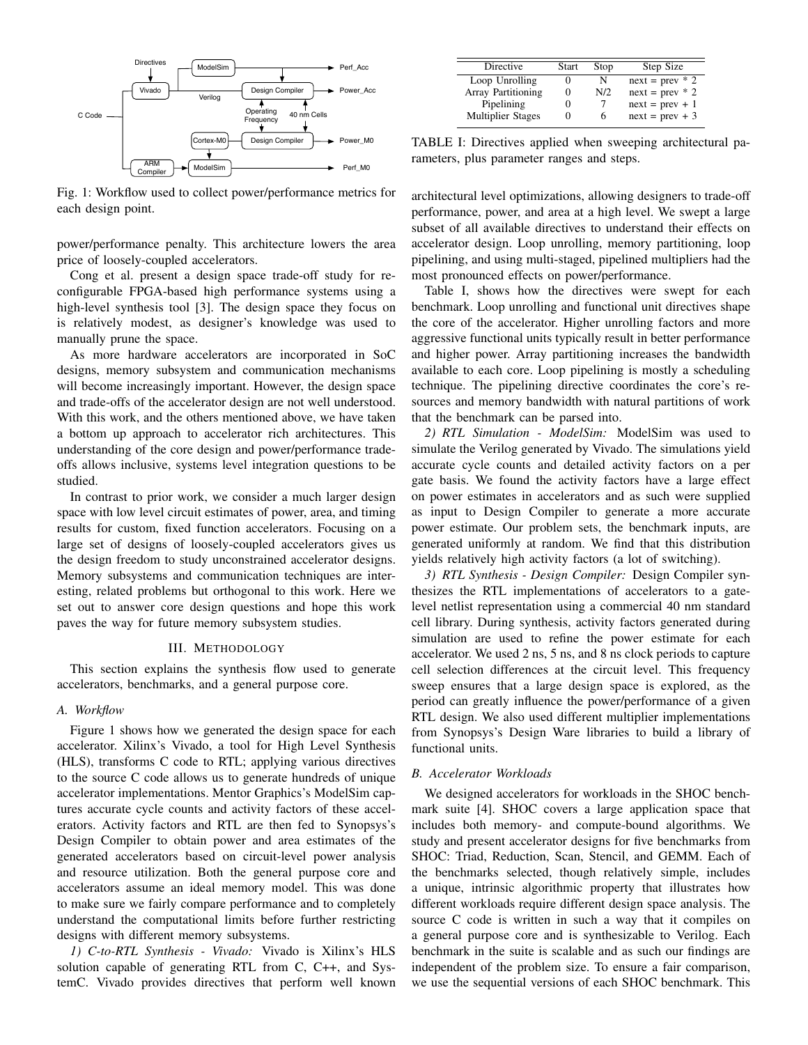Directives

ModelSim

Perf_Acc

Vivado

Design Compiler

Power_Acc

Verilog

C Code

Operating Frequency

40 nm Cells

Cortex-M0

Design Compiler

Power_M0

ARM Compiler

ModelSim

Perf_M0

Fig. 1: Workflow used to collect power/performance metrics for each design point.

power/performance penalty. This architecture lowers the area price of loosely-coupled accelerators.

Cong et al. present a design space trade-off study for reconfigurable FPGA-based high performance systems using a high-level synthesis tool [3]. The design space they focus on is relatively modest, as designer's knowledge was used to manually prune the space.

As more hardware accelerators are incorporated in SoC designs, memory subsystem and communication mechanisms will become increasingly important. However, the design space and trade-offs of the accelerator design are not well understood. With this work, and the others mentioned above, we have taken a bottom up approach to accelerator rich architectures. This understanding of the core design and power/performance trade-offs allows inclusive, systems level integration questions to be studied.

In contrast to prior work, we consider a much larger design space with low level circuit estimates of power, area, and timing results for custom, fixed function accelerators. Focusing on a large set of designs of loosely-coupled accelerators gives us the design freedom to study unconstrained accelerator designs. Memory subsystems and communication techniques are interesting, related problems but orthogonal to this work. Here we set out to answer core design questions and hope this work paves the way for future memory subsystem studies.

## III. Methodology

This section explains the synthesis flow used to generate accelerators, benchmarks, and a general purpose core.

### A. Workflow

Figure 1 shows how we generated the design space for each accelerator. Xilinx's Vivado, a tool for High Level Synthesis (HLS), transforms C code to RTL; applying various directives to the source C code allows us to generate hundreds of unique accelerator implementations. Mentor Graphics's ModelSim captures accurate cycle counts and activity factors of these accelerators. Activity factors and RTL are then fed to Synopsys's Design Compiler to obtain power and area estimates of the generated accelerators based on circuit-level power analysis and resource utilization. Both the general purpose core and accelerators assume an ideal memory model. This was done to make sure we fairly compare performance and to completely understand the computational limits before further restricting designs with different memory subsystems.

*1) C-to-RTL Synthesis - Vivado:* Vivado is Xilinx's HLS solution capable of generating RTL from C, C++, and SystemC. Vivado provides directives that perform well known architectural level optimizations, allowing designers to trade-off performance, power, and area at a high level. We swept a large subset of all available directives to understand their effects on accelerator design. Loop unrolling, memory partitioning, loop pipelining, and using multi-staged, pipelined multipliers had the most pronounced effects on power/performance.

| Directive | Start | Stop | Step Size |
|---|---|---|---|
| Loop Unrolling | 0 | N | next = prev * 2 |
| Array Partitioning | 0 | N/2 | next = prev * 2 |
| Pipelining | 0 | 7 | next = prev + 1 |
| Multiplier Stages | 0 | 6 | next = prev + 3 |

TABLE I: Directives applied when sweeping architectural parameters, plus parameter ranges and steps.

Table I, shows how the directives were swept for each benchmark. Loop unrolling and functional unit directives shape the core of the accelerator. Higher unrolling factors and more aggressive functional units typically result in better performance and higher power. Array partitioning increases the bandwidth available to each core. Loop pipelining is mostly a scheduling technique. The pipelining directive coordinates the core's resources and memory bandwidth with natural partitions of work that the benchmark can be parsed into.

*2) RTL Simulation - ModelSim:* ModelSim was used to simulate the Verilog generated by Vivado. The simulations yield accurate cycle counts and detailed activity factors on a per gate basis. We found the activity factors have a large effect on power estimates in accelerators and as such were supplied as input to Design Compiler to generate a more accurate power estimate. Our problem sets, the benchmark inputs, are generated uniformly at random. We find that this distribution yields relatively high activity factors (a lot of switching).

*3) RTL Synthesis - Design Compiler:* Design Compiler synthesizes the RTL implementations of accelerators to a gate-level netlist representation using a commercial 40 nm standard cell library. During synthesis, activity factors generated during simulation are used to refine the power estimate for each accelerator. We used 2 ns, 5 ns, and 8 ns clock periods to capture cell selection differences at the circuit level. This frequency sweep ensures that a large design space is explored, as the period can greatly influence the power/performance of a given RTL design. We also used different multiplier implementations from Synopsys's Design Ware libraries to build a library of functional units.

### B. Accelerator Workloads

We designed accelerators for workloads in the SHOC benchmark suite [4]. SHOC covers a large application space that includes both memory- and compute-bound algorithms. We study and present accelerator designs for five benchmarks from SHOC: Triad, Reduction, Scan, Stencil, and GEMM. Each of the benchmarks selected, though relatively simple, includes a unique, intrinsic algorithmic property that illustrates how different workloads require different design space analysis. The source C code is written in such a way that it compiles on a general purpose core and is synthesizable to Verilog. Each benchmark in the suite is scalable and as such our findings are independent of the problem size. To ensure a fair comparison, we use the sequential versions of each SHOC benchmark. This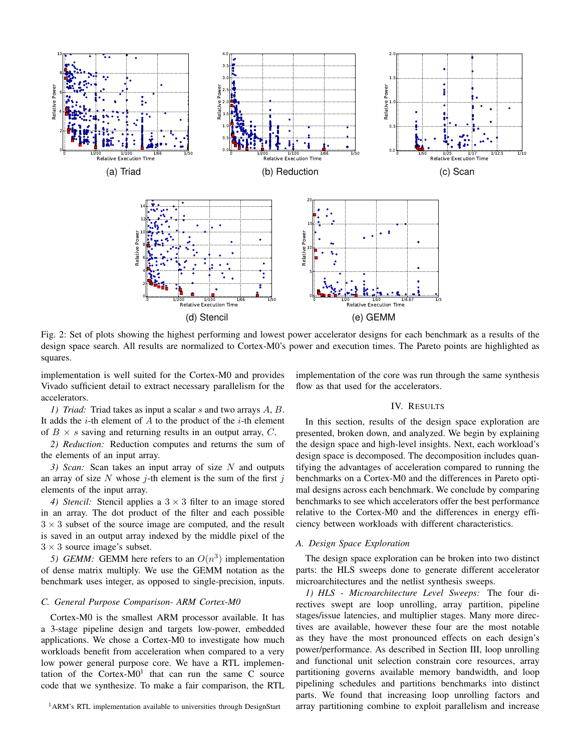Fig. 2: Set of plots showing the highest performing and lowest power accelerator designs for each benchmark as a results of the design space search. All results are normalized to Cortex-M0's power and execution times. The Pareto points are highlighted as squares.

implementation is well suited for the Cortex-M0 and provides Vivado sufficient detail to extract necessary parallelism for the accelerators.

*1) Triad:* Triad takes as input a scalar $s$ and two arrays $A$, $B$. It adds the $i$-th element of $A$ to the product of the $i$-th element of $B \times s$ saving and returning results in an output array, $C$.

*2) Reduction:* Reduction computes and returns the sum of the elements of an input array.

*3) Scan:* Scan takes an input array of size $N$ and outputs an array of size $N$ where $j$-th element is the sum of the first $j$ elements of the input array.

*4) Stencil:* Stencil applies a $3 \times 3$ filter to an image stored in an array. The dot product of the filter and each possible $3 \times 3$ subset of the source image are computed, and the result is saved in an output array indexed by the middle pixel of the $3 \times 3$ source image's subset.

*5) GEMM:* GEMM here refers to an $O(n^3)$ implementation of dense matrix multiply. We use the GEMM notation as the benchmark uses integer, as opposed to single-precision, inputs.

### C. General Purpose Comparison- ARM Cortex-M0

Cortex-M0 is the smallest ARM processor available. It has a 3-stage pipeline design and targets low-power, embedded applications. We chose a Cortex-M0 to investigate how much workloads benefit from acceleration when compared to a very low power general purpose core. We have a RTL implementation of the Cortex-M0[1] that can run the same C source code that we synthesize. To make a fair comparison, the RTL implementation of the core was run through the same synthesis flow as that used for the accelerators.

[1] ARM's RTL implementation available to universities through DesignStart

## IV. Results

In this section, results of the design space exploration are presented, broken down, and analyzed. We begin by explaining the design space and high-level insights. Next, each workload's design space is decomposed. The decomposition includes quantifying the advantages of acceleration compared to running the benchmarks on a Cortex-M0 and the differences in Pareto optimal designs across each benchmark. We conclude by comparing benchmarks to see which accelerators offer the best performance relative to the Cortex-M0 and the differences in energy efficiency between workloads with different characteristics.

### A. Design Space Exploration

The design space exploration can be broken into two distinct parts: the HLS sweeps done to generate different accelerator microarchitectures and the netlist synthesis sweeps.

*1) HLS - Microarchitecture Level Sweeps:* The four directives swept are loop unrolling, array partition, pipeline stages/issue latencies, and multiplier stages. Many more directives are available, however these four are the most notable as they have the most pronounced effects on each design's power/performance. As described in Section III, loop unrolling and functional unit selection constrain core resources, array partitioning governs available memory bandwidth, and loop pipelining schedules and partitions benchmarks into distinct parts. We found that increasing loop unrolling factors and array partitioning combine to exploit parallelism and increase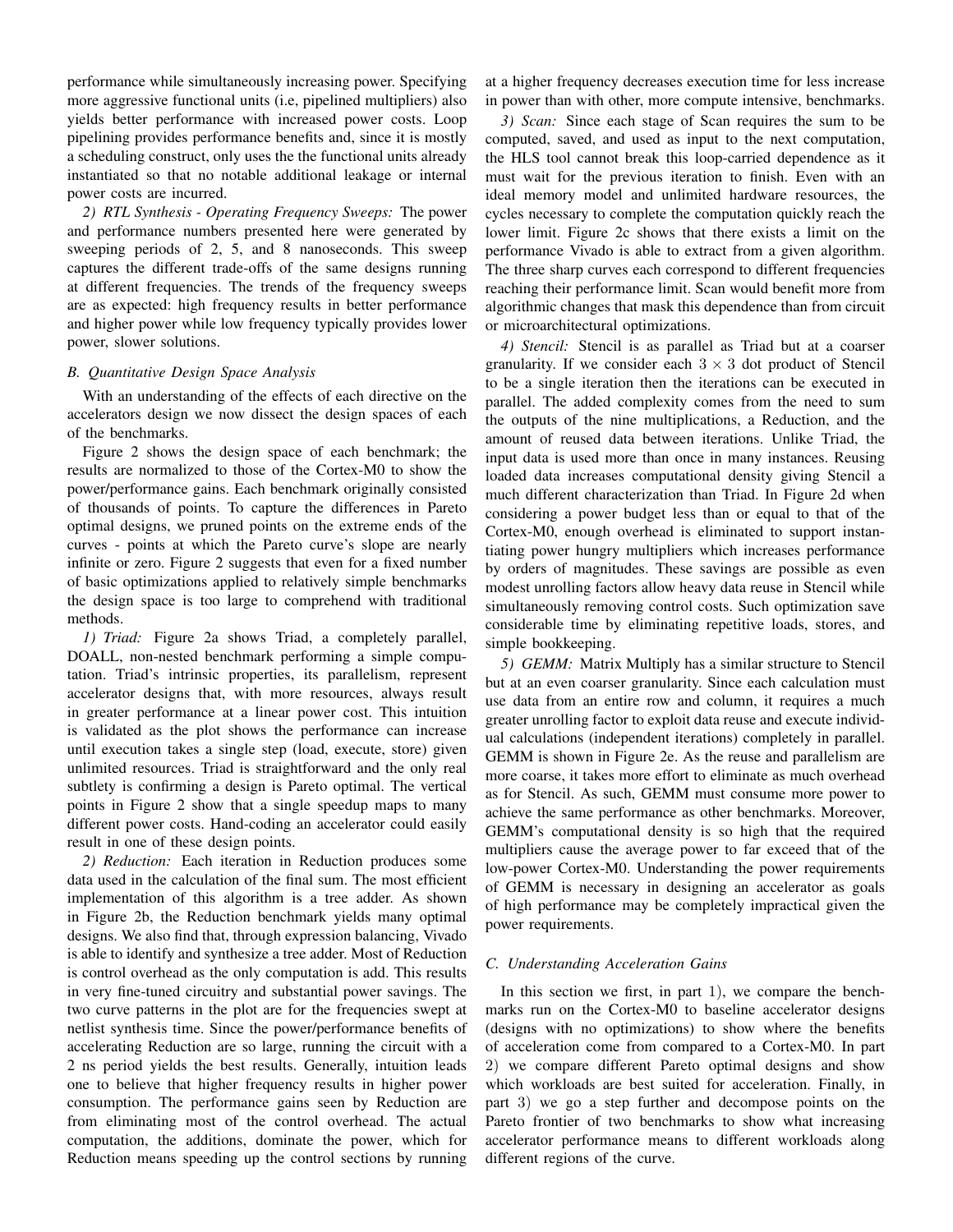performance while simultaneously increasing power. Specifying more aggressive functional units (i.e, pipelined multipliers) also yields better performance with increased power costs. Loop pipelining provides performance benefits and, since it is mostly a scheduling construct, only uses the the functional units already instantiated so that no notable additional leakage or internal power costs are incurred.

*2) RTL Synthesis - Operating Frequency Sweeps:* The power and performance numbers presented here were generated by sweeping periods of 2, 5, and 8 nanoseconds. This sweep captures the different trade-offs of the same designs running at different frequencies. The trends of the frequency sweeps are as expected: high frequency results in better performance and higher power while low frequency typically provides lower power, slower solutions.

### *B. Quantitative Design Space Analysis*

With an understanding of the effects of each directive on the accelerators design we now dissect the design spaces of each of the benchmarks.

Figure 2 shows the design space of each benchmark; the results are normalized to those of the Cortex-M0 to show the power/performance gains. Each benchmark originally consisted of thousands of points. To capture the differences in Pareto optimal designs, we pruned points on the extreme ends of the curves - points at which the Pareto curve's slope are nearly infinite or zero. Figure 2 suggests that even for a fixed number of basic optimizations applied to relatively simple benchmarks the design space is too large to comprehend with traditional methods.

*1) Triad:* Figure 2a shows Triad, a completely parallel, DOALL, non-nested benchmark performing a simple computation. Triad's intrinsic properties, its parallelism, represent accelerator designs that, with more resources, always result in greater performance at a linear power cost. This intuition is validated as the plot shows the performance can increase until execution takes a single step (load, execute, store) given unlimited resources. Triad is straightforward and the only real subtlety is confirming a design is Pareto optimal. The vertical points in Figure 2 show that a single speedup maps to many different power costs. Hand-coding an accelerator could easily result in one of these design points.

*2) Reduction:* Each iteration in Reduction produces some data used in the calculation of the final sum. The most efficient implementation of this algorithm is a tree adder. As shown in Figure 2b, the Reduction benchmark yields many optimal designs. We also find that, through expression balancing, Vivado is able to identify and synthesize a tree adder. Most of Reduction is control overhead as the only computation is add. This results in very fine-tuned circuitry and substantial power savings. The two curve patterns in the plot are for the frequencies swept at netlist synthesis time. Since the power/performance benefits of accelerating Reduction are so large, running the circuit with a 2 ns period yields the best results. Generally, intuition leads one to believe that higher frequency results in higher power consumption. The performance gains seen by Reduction are from eliminating most of the control overhead. The actual computation, the additions, dominate the power, which for Reduction means speeding up the control sections by running at a higher frequency decreases execution time for less increase in power than with other, more compute intensive, benchmarks.

*3) Scan:* Since each stage of Scan requires the sum to be computed, saved, and used as input to the next computation, the HLS tool cannot break this loop-carried dependence as it must wait for the previous iteration to finish. Even with an ideal memory model and unlimited hardware resources, the cycles necessary to complete the computation quickly reach the lower limit. Figure 2c shows that there exists a limit on the performance Vivado is able to extract from a given algorithm. The three sharp curves each correspond to different frequencies reaching their performance limit. Scan would benefit more from algorithmic changes that mask this dependence than from circuit or microarchitectural optimizations.

*4) Stencil:* Stencil is as parallel as Triad but at a coarser granularity. If we consider each $3 \times 3$ dot product of Stencil to be a single iteration then the iterations can be executed in parallel. The added complexity comes from the need to sum the outputs of the nine multiplications, a Reduction, and the amount of reused data between iterations. Unlike Triad, the input data is used more than once in many instances. Reusing loaded data increases computational density giving Stencil a much different characterization than Triad. In Figure 2d when considering a power budget less than or equal to that of the Cortex-M0, enough overhead is eliminated to support instantiating power hungry multipliers which increases performance by orders of magnitudes. These savings are possible as even modest unrolling factors allow heavy data reuse in Stencil while simultaneously removing control costs. Such optimization save considerable time by eliminating repetitive loads, stores, and simple bookkeeping.

*5) GEMM:* Matrix Multiply has a similar structure to Stencil but at an even coarser granularity. Since each calculation must use data from an entire row and column, it requires a much greater unrolling factor to exploit data reuse and execute individual calculations (independent iterations) completely in parallel. GEMM is shown in Figure 2e. As the reuse and parallelism are more coarse, it takes more effort to eliminate as much overhead as for Stencil. As such, GEMM must consume more power to achieve the same performance as other benchmarks. Moreover, GEMM's computational density is so high that the required multipliers cause the average power to far exceed that of the low-power Cortex-M0. Understanding the power requirements of GEMM is necessary in designing an accelerator as goals of high performance may be completely impractical given the power requirements.

### *C. Understanding Acceleration Gains*

In this section we first, in part 1), we compare the benchmarks run on the Cortex-M0 to baseline accelerator designs (designs with no optimizations) to show where the benefits of acceleration come from compared to a Cortex-M0. In part 2) we compare different Pareto optimal designs and show which workloads are best suited for acceleration. Finally, in part 3) we go a step further and decompose points on the Pareto frontier of two benchmarks to show what increasing accelerator performance means to different workloads along different regions of the curve.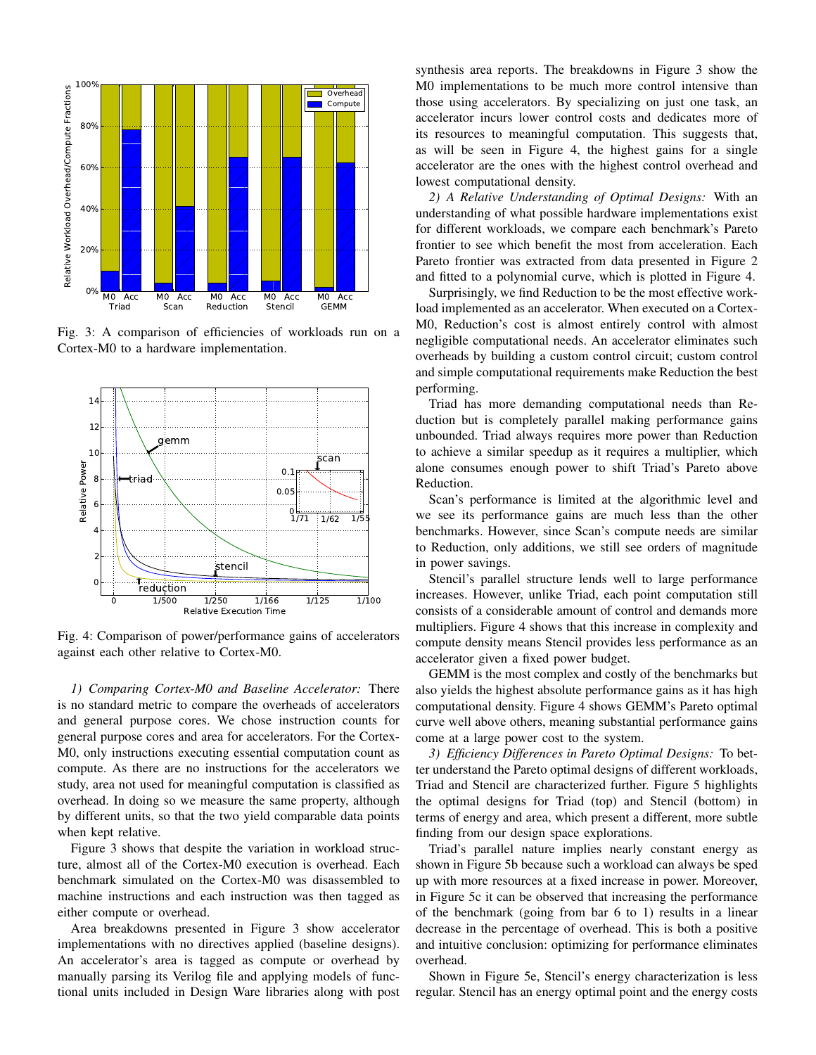Fig. 3: A comparison of efficiencies of workloads run on a Cortex-M0 to a hardware implementation.

Fig. 4: Comparison of power/performance gains of accelerators against each other relative to Cortex-M0.

*1) Comparing Cortex-M0 and Baseline Accelerator:* There is no standard metric to compare the overheads of accelerators and general purpose cores. We chose instruction counts for general purpose cores and area for accelerators. For the Cortex-M0, only instructions executing essential computation count as compute. As there are no instructions for the accelerators we study, area not used for meaningful computation is classified as overhead. In doing so we measure the same property, although by different units, so that the two yield comparable data points when kept relative.

Figure 3 shows that despite the variation in workload structure, almost all of the Cortex-M0 execution is overhead. Each benchmark simulated on the Cortex-M0 was disassembled to machine instructions and each instruction was then tagged as either compute or overhead.

Area breakdowns presented in Figure 3 show accelerator implementations with no directives applied (baseline designs). An accelerator's area is tagged as compute or overhead by manually parsing its Verilog file and applying models of functional units included in Design Ware libraries along with post synthesis area reports. The breakdowns in Figure 3 show the M0 implementations to be much more control intensive than those using accelerators. By specializing on just one task, an accelerator incurs lower control costs and dedicates more of its resources to meaningful computation. This suggests that, as will be seen in Figure 4, the highest gains for a single accelerator are the ones with the highest control overhead and lowest computational density.

*2) A Relative Understanding of Optimal Designs:* With an understanding of what possible hardware implementations exist for different workloads, we compare each benchmark's Pareto frontier to see which benefit the most from acceleration. Each Pareto frontier was extracted from data presented in Figure 2 and fitted to a polynomial curve, which is plotted in Figure 4.

Surprisingly, we find Reduction to be the most effective workload implemented as an accelerator. When executed on a Cortex-M0, Reduction's cost is almost entirely control with almost negligible computational needs. An accelerator eliminates such overheads by building a custom control circuit; custom control and simple computational requirements make Reduction the best performing.

Triad has more demanding computational needs than Reduction but is completely parallel making performance gains unbounded. Triad always requires more power than Reduction to achieve a similar speedup as it requires a multiplier, which alone consumes enough power to shift Triad's Pareto above Reduction.

Scan's performance is limited at the algorithmic level and we see its performance gains are much less than the other benchmarks. However, since Scan's compute needs are similar to Reduction, only additions, we still see orders of magnitude in power savings.

Stencil's parallel structure lends well to large performance increases. However, unlike Triad, each point computation still consists of a considerable amount of control and demands more multipliers. Figure 4 shows that this increase in complexity and compute density means Stencil provides less performance as an accelerator given a fixed power budget.

GEMM is the most complex and costly of the benchmarks but also yields the highest absolute performance gains as it has high computational density. Figure 4 shows GEMM's Pareto optimal curve well above others, meaning substantial performance gains come at a large power cost to the system.

*3) Efficiency Differences in Pareto Optimal Designs:* To better understand the Pareto optimal designs of different workloads, Triad and Stencil are characterized further. Figure 5 highlights the optimal designs for Triad (top) and Stencil (bottom) in terms of energy and area, which present a different, more subtle finding from our design space explorations.

Triad's parallel nature implies nearly constant energy as shown in Figure 5b because such a workload can always be sped up with more resources at a fixed increase in power. Moreover, in Figure 5c it can be observed that increasing the performance of the benchmark (going from bar 6 to 1) results in a linear decrease in the percentage of overhead. This is both a positive and intuitive conclusion: optimizing for performance eliminates overhead.

Shown in Figure 5e, Stencil's energy characterization is less regular. Stencil has an energy optimal point and the energy costs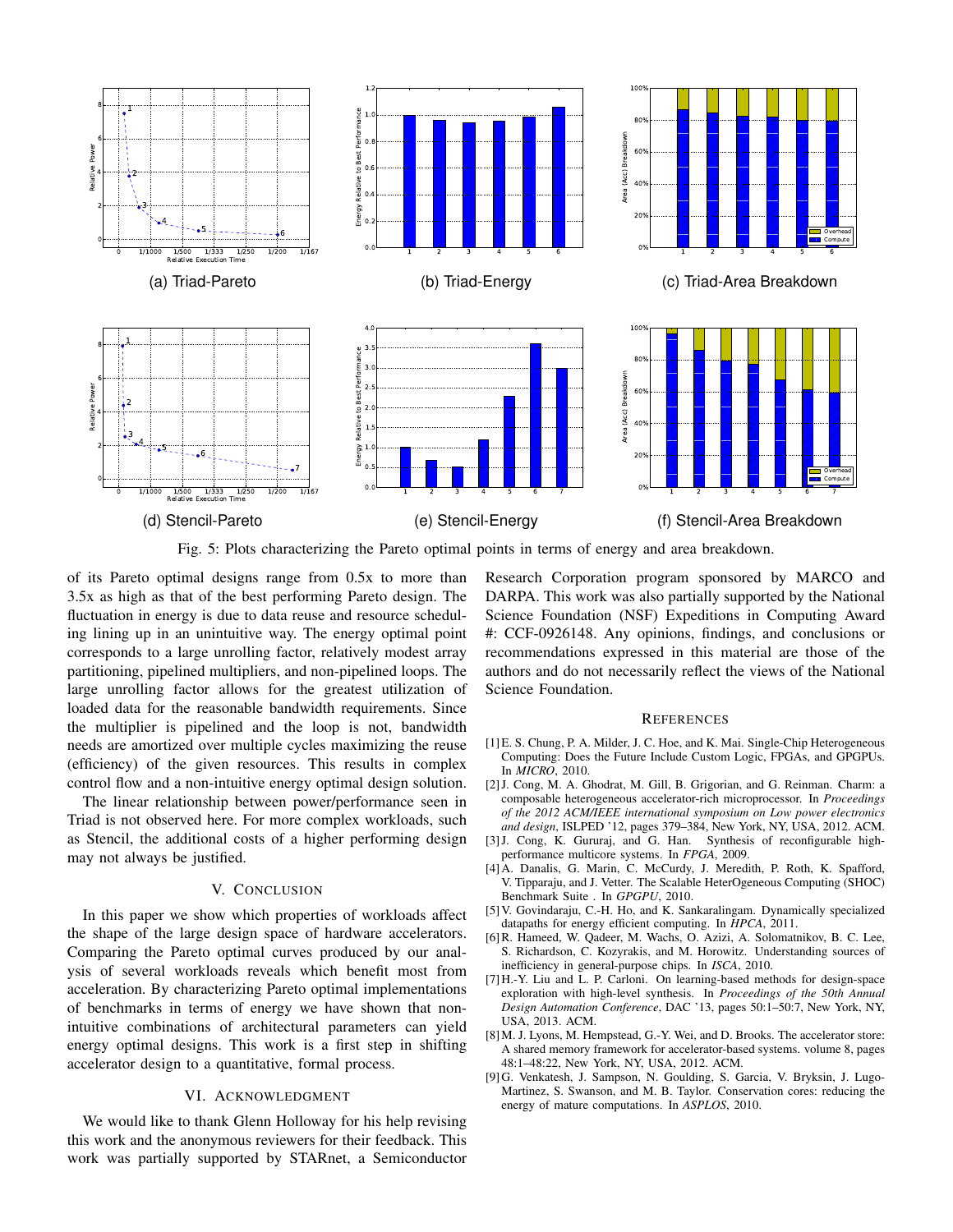(a) Triad-Pareto

(b) Triad-Energy

(c) Triad-Area Breakdown

(d) Stencil-Pareto

(e) Stencil-Energy

(f) Stencil-Area Breakdown

Fig. 5: Plots characterizing the Pareto optimal points in terms of energy and area breakdown.

of its Pareto optimal designs range from 0.5x to more than 3.5x as high as that of the best performing Pareto design. The fluctuation in energy is due to data reuse and resource scheduling lining up in an unintuitive way. The energy optimal point corresponds to a large unrolling factor, relatively modest array partitioning, pipelined multipliers, and non-pipelined loops. The large unrolling factor allows for the greatest utilization of loaded data for the reasonable bandwidth requirements. Since the multiplier is pipelined and the loop is not, bandwidth needs are amortized over multiple cycles maximizing the reuse (efficiency) of the given resources. This results in complex control flow and a non-intuitive energy optimal design solution.

The linear relationship between power/performance seen in Triad is not observed here. For more complex workloads, such as Stencil, the additional costs of a higher performing design may not always be justified.

## V. Conclusion

In this paper we show which properties of workloads affect the shape of the large design space of hardware accelerators. Comparing the Pareto optimal curves produced by our analysis of several workloads reveals which benefit most from acceleration. By characterizing Pareto optimal implementations of benchmarks in terms of energy we have shown that non-intuitive combinations of architectural parameters can yield energy optimal designs. This work is a first step in shifting accelerator design to a quantitative, formal process.

## VI. Acknowledgment

We would like to thank Glenn Holloway for his help revising this work and the anonymous reviewers for their feedback. This work was partially supported by STARnet, a Semiconductor Research Corporation program sponsored by MARCO and DARPA. This work was also partially supported by the National Science Foundation (NSF) Expeditions in Computing Award #: CCF-0926148. Any opinions, findings, and conclusions or recommendations expressed in this material are those of the authors and do not necessarily reflect the views of the National Science Foundation.

## References

[1] E. S. Chung, P. A. Milder, J. C. Hoe, and K. Mai. Single-Chip Heterogeneous Computing: Does the Future Include Custom Logic, FPGAs, and GPGPUs. In *MICRO*, 2010.

[2] J. Cong, M. A. Ghodrat, M. Gill, B. Grigorian, and G. Reinman. Charm: a composable heterogeneous accelerator-rich microprocessor. In *Proceedings of the 2012 ACM/IEEE international symposium on Low power electronics and design*, ISLPED '12, pages 379–384, New York, NY, USA, 2012. ACM.

[3] J. Cong, K. Gururaj, and G. Han. Synthesis of reconfigurable high-performance multicore systems. In *FPGA*, 2009.

[4] A. Danalis, G. Marin, C. McCurdy, J. Meredith, P. Roth, K. Spafford, V. Tipparaju, and J. Vetter. The Scalable HeterOgeneous Computing (SHOC) Benchmark Suite . In *GPGPU*, 2010.

[5] V. Govindaraju, C.-H. Ho, and K. Sankaralingam. Dynamically specialized datapaths for energy efficient computing. In *HPCA*, 2011.

[6] R. Hameed, W. Qadeer, M. Wachs, O. Azizi, A. Solomatnikov, B. C. Lee, S. Richardson, C. Kozyrakis, and M. Horowitz. Understanding sources of inefficiency in general-purpose chips. In *ISCA*, 2010.

[7] H.-Y. Liu and L. P. Carloni. On learning-based methods for design-space exploration with high-level synthesis. In *Proceedings of the 50th Annual Design Automation Conference*, DAC '13, pages 50:1–50:7, New York, NY, USA, 2013. ACM.

[8] M. J. Lyons, M. Hempstead, G.-Y. Wei, and D. Brooks. The accelerator store: A shared memory framework for accelerator-based systems. volume 8, pages 48:1–48:22, New York, NY, USA, 2012. ACM.

[9] G. Venkatesh, J. Sampson, N. Goulding, S. Garcia, V. Bryksin, J. Lugo-Martinez, S. Swanson, and M. B. Taylor. Conservation cores: reducing the energy of mature computations. In *ASPLOS*, 2010.